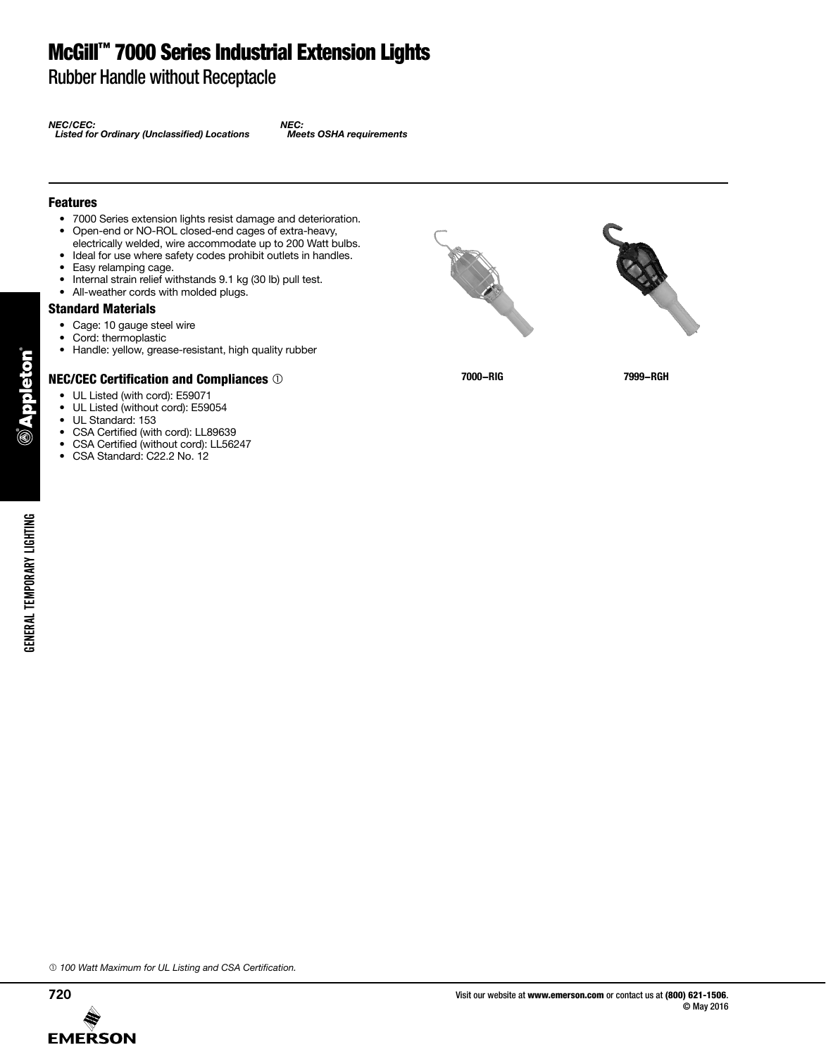# McGill™ 7000 Series Industrial Extension Lights

## Rubber Handle without Receptacle

***NEC/CEC:***
*Listed for Ordinary (Unclassified) Locations*

***NEC:***
*Meets OSHA requirements*

### Features

- 7000 Series extension lights resist damage and deterioration.
- Open-end or NO-ROL closed-end cages of extra-heavy, electrically welded, wire accommodate up to 200 Watt bulbs.
- Ideal for use where safety codes prohibit outlets in handles.
- Easy relamping cage.
- Internal strain relief withstands 9.1 kg (30 lb) pull test.
- All-weather cords with molded plugs.

### Standard Materials

- Cage: 10 gauge steel wire
- Cord: thermoplastic
- Handle: yellow, grease-resistant, high quality rubber

### NEC/CEC Certification and Compliances ①

- UL Listed (with cord): E59071
- UL Listed (without cord): E59054
- UL Standard: 153
- CSA Certified (with cord): LL89639
- CSA Certified (without cord): LL56247
- CSA Standard: C22.2 No. 12

**7000–RIG**

**7999–RGH**

*① 100 Watt Maximum for UL Listing and CSA Certification.*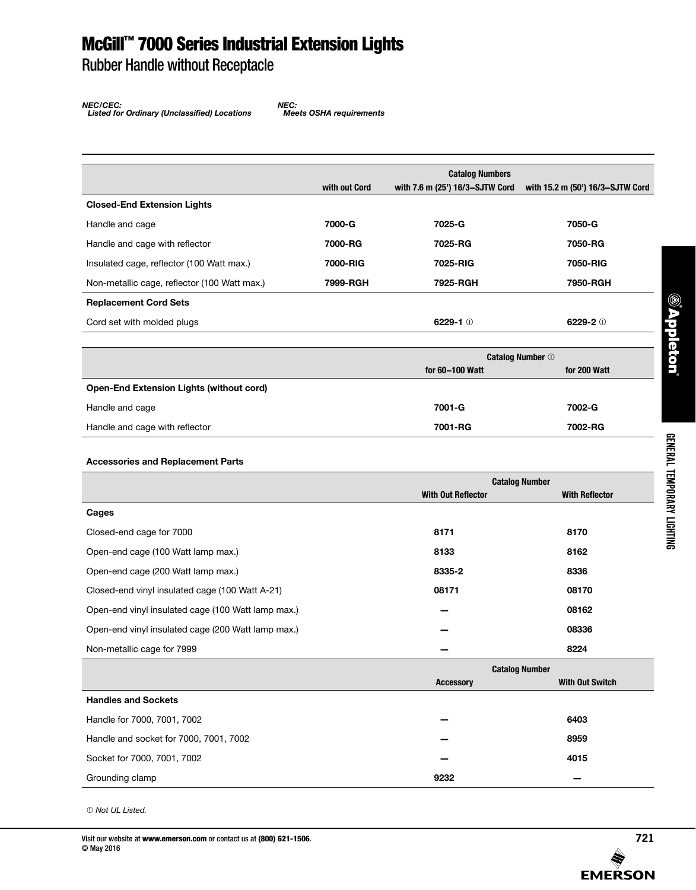# McGill™ 7000 Series Industrial Extension Lights

## Rubber Handle without Receptacle

*NEC/CEC:*
*Listed for Ordinary (Unclassified) Locations*

*NEC:*
*Meets OSHA requirements*

| | Catalog Numbers | | |
|---|---|---|---|
| | with out Cord | with 7.6 m (25') 16/3–SJTW Cord | with 15.2 m (50') 16/3–SJTW Cord |
| **Closed-End Extension Lights** | | | |
| Handle and cage | **7000-G** | **7025-G** | **7050-G** |
| Handle and cage with reflector | **7000-RG** | **7025-RG** | **7050-RG** |
| Insulated cage, reflector (100 Watt max.) | **7000-RIG** | **7025-RIG** | **7050-RIG** |
| Non-metallic cage, reflector (100 Watt max.) | **7999-RGH** | **7925-RGH** | **7950-RGH** |
| **Replacement Cord Sets** | | | |
| Cord set with molded plugs | | **6229-1** ① | **6229-2** ① |

| | Catalog Number ① | |
|---|---|---|
| | for 60–100 Watt | for 200 Watt |
| **Open-End Extension Lights (without cord)** | | |
| Handle and cage | **7001-G** | **7002-G** |
| Handle and cage with reflector | **7001-RG** | **7002-RG** |

**Accessories and Replacement Parts**

| | Catalog Number | |
|---|---|---|
| | With Out Reflector | With Reflector |
| **Cages** | | |
| Closed-end cage for 7000 | **8171** | **8170** |
| Open-end cage (100 Watt lamp max.) | **8133** | **8162** |
| Open-end cage (200 Watt lamp max.) | **8335-2** | **8336** |
| Closed-end vinyl insulated cage (100 Watt A-21) | **08171** | **08170** |
| Open-end vinyl insulated cage (100 Watt lamp max.) | — | **08162** |
| Open-end vinyl insulated cage (200 Watt lamp max.) | — | **08336** |
| Non-metallic cage for 7999 | — | **8224** |

| | Catalog Number | |
|---|---|---|
| | Accessory | With Out Switch |
| **Handles and Sockets** | | |
| Handle for 7000, 7001, 7002 | — | **6403** |
| Handle and socket for 7000, 7001, 7002 | — | **8959** |
| Socket for 7000, 7001, 7002 | — | **4015** |
| Grounding clamp | **9232** | — |

① *Not UL Listed.*

Visit our website at **www.emerson.com** or contact us at **(800) 621-1506**.
© May 2016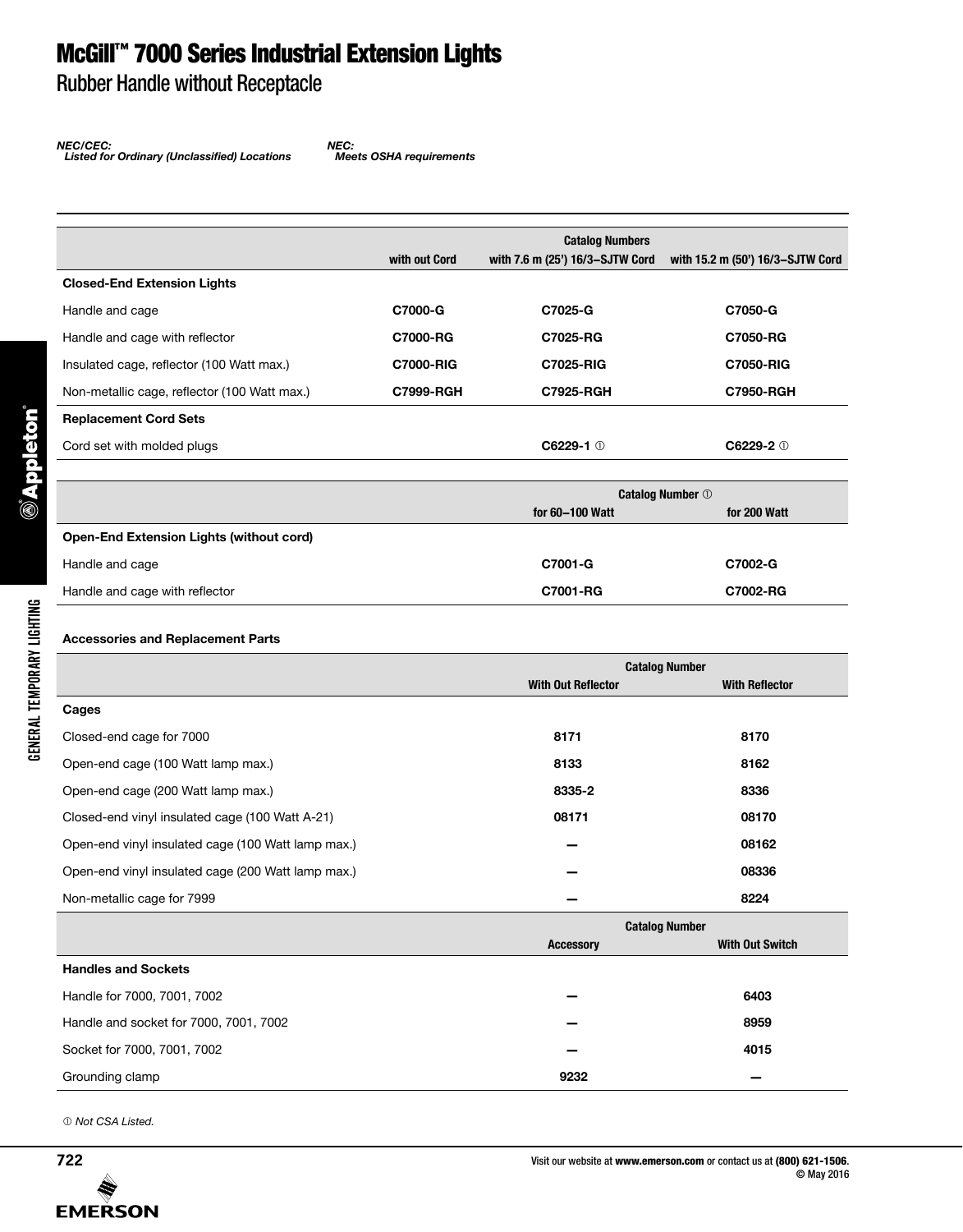# McGill™ 7000 Series Industrial Extension Lights

## Rubber Handle without Receptacle

*NEC/CEC:*
*Listed for Ordinary (Unclassified) Locations*

*NEC:*
*Meets OSHA requirements*

| | Catalog Numbers | | |
|---|---|---|---|
| | with out Cord | with 7.6 m (25') 16/3–SJTW Cord | with 15.2 m (50') 16/3–SJTW Cord |
| **Closed-End Extension Lights** | | | |
| Handle and cage | **C7000-G** | **C7025-G** | **C7050-G** |
| Handle and cage with reflector | **C7000-RG** | **C7025-RG** | **C7050-RG** |
| Insulated cage, reflector (100 Watt max.) | **C7000-RIG** | **C7025-RIG** | **C7050-RIG** |
| Non-metallic cage, reflector (100 Watt max.) | **C7999-RGH** | **C7925-RGH** | **C7950-RGH** |
| **Replacement Cord Sets** | | | |
| Cord set with molded plugs | | **C6229-1** ① | **C6229-2** ① |

| | Catalog Number ① | |
|---|---|---|
| | for 60–100 Watt | for 200 Watt |
| **Open-End Extension Lights (without cord)** | | |
| Handle and cage | **C7001-G** | **C7002-G** |
| Handle and cage with reflector | **C7001-RG** | **C7002-RG** |

### Accessories and Replacement Parts

| | Catalog Number | |
|---|---|---|
| | With Out Reflector | With Reflector |
| **Cages** | | |
| Closed-end cage for 7000 | **8171** | **8170** |
| Open-end cage (100 Watt lamp max.) | **8133** | **8162** |
| Open-end cage (200 Watt lamp max.) | **8335-2** | **8336** |
| Closed-end vinyl insulated cage (100 Watt A-21) | **08171** | **08170** |
| Open-end vinyl insulated cage (100 Watt lamp max.) | — | **08162** |
| Open-end vinyl insulated cage (200 Watt lamp max.) | — | **08336** |
| Non-metallic cage for 7999 | — | **8224** |

| | Catalog Number | |
|---|---|---|
| | Accessory | With Out Switch |
| **Handles and Sockets** | | |
| Handle for 7000, 7001, 7002 | — | **6403** |
| Handle and socket for 7000, 7001, 7002 | — | **8959** |
| Socket for 7000, 7001, 7002 | — | **4015** |
| Grounding clamp | **9232** | — |

① *Not CSA Listed.*